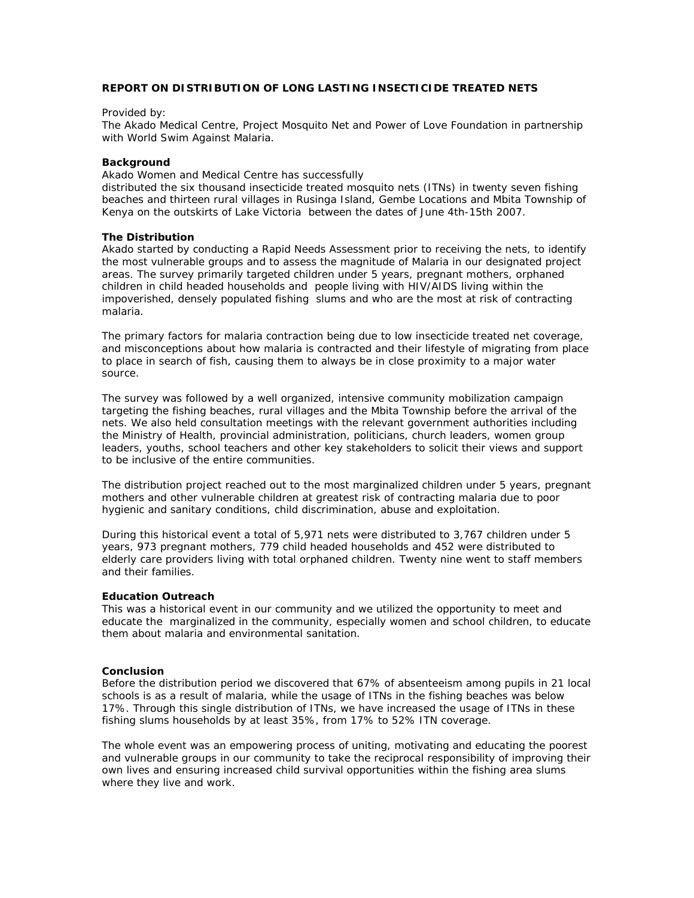# REPORT ON DISTRIBUTION OF LONG LASTING INSECTICIDE TREATED NETS

Provided by:
The Akado Medical Centre, Project Mosquito Net and Power of Love Foundation in partnership with World Swim Against Malaria.

**Background**

Akado Women and Medical Centre has successfully distributed the six thousand insecticide treated mosquito nets (ITNs) in twenty seven fishing beaches and thirteen rural villages in Rusinga Island, Gembe Locations and Mbita Township of Kenya on the outskirts of Lake Victoria between the dates of June 4th-15th 2007.

**The Distribution**

Akado started by conducting a Rapid Needs Assessment prior to receiving the nets, to identify the most vulnerable groups and to assess the magnitude of Malaria in our designated project areas. The survey primarily targeted children under 5 years, pregnant mothers, orphaned children in child headed households and people living with HIV/AIDS living within the impoverished, densely populated fishing slums and who are the most at risk of contracting malaria.

The primary factors for malaria contraction being due to low insecticide treated net coverage, and misconceptions about how malaria is contracted and their lifestyle of migrating from place to place in search of fish, causing them to always be in close proximity to a major water source.

The survey was followed by a well organized, intensive community mobilization campaign targeting the fishing beaches, rural villages and the Mbita Township before the arrival of the nets. We also held consultation meetings with the relevant government authorities including the Ministry of Health, provincial administration, politicians, church leaders, women group leaders, youths, school teachers and other key stakeholders to solicit their views and support to be inclusive of the entire communities.

The distribution project reached out to the most marginalized children under 5 years, pregnant mothers and other vulnerable children at greatest risk of contracting malaria due to poor hygienic and sanitary conditions, child discrimination, abuse and exploitation.

During this historical event a total of 5,971 nets were distributed to 3,767 children under 5 years, 973 pregnant mothers, 779 child headed households and 452 were distributed to elderly care providers living with total orphaned children. Twenty nine went to staff members and their families.

**Education Outreach**

This was a historical event in our community and we utilized the opportunity to meet and educate the marginalized in the community, especially women and school children, to educate them about malaria and environmental sanitation.

**Conclusion**

Before the distribution period we discovered that 67% of absenteeism among pupils in 21 local schools is as a result of malaria, while the usage of ITNs in the fishing beaches was below 17%. Through this single distribution of ITNs, we have increased the usage of ITNs in these fishing slums households by at least 35%, from 17% to 52% ITN coverage.

The whole event was an empowering process of uniting, motivating and educating the poorest and vulnerable groups in our community to take the reciprocal responsibility of improving their own lives and ensuring increased child survival opportunities within the fishing area slums where they live and work.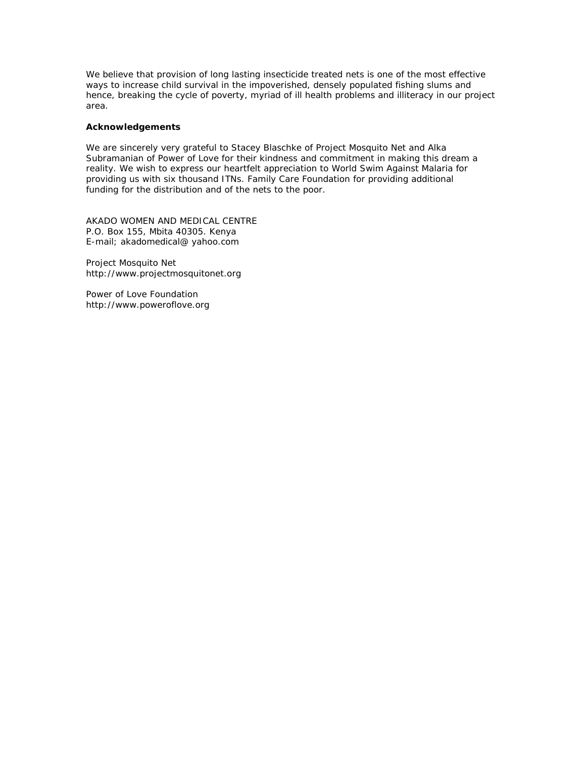We believe that provision of long lasting insecticide treated nets is one of the most effective ways to increase child survival in the impoverished, densely populated fishing slums and hence, breaking the cycle of poverty, myriad of ill health problems and illiteracy in our project area.

**Acknowledgements**

We are sincerely very grateful to Stacey Blaschke of Project Mosquito Net and Alka Subramanian of Power of Love for their kindness and commitment in making this dream a reality. We wish to express our heartfelt appreciation to World Swim Against Malaria for providing us with six thousand ITNs. Family Care Foundation for providing additional funding for the distribution and of the nets to the poor.

AKADO WOMEN AND MEDICAL CENTRE
P.O. Box 155, Mbita 40305. Kenya
E-mail; akadomedical@ yahoo.com

Project Mosquito Net
http://www.projectmosquitonet.org

Power of Love Foundation
http://www.poweroflove.org